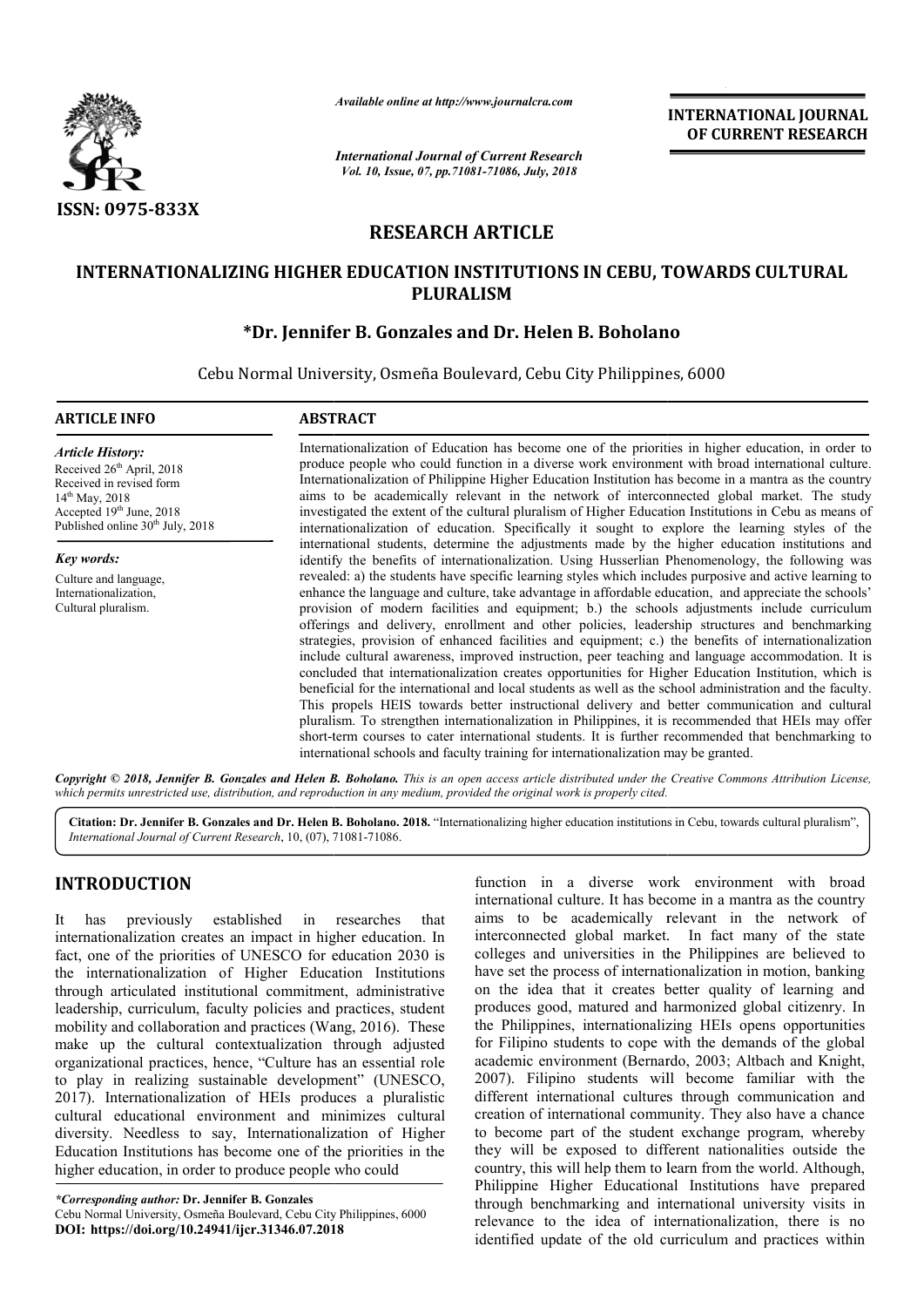# RESEARCH ARTICLE

# INTERNATIONALIZING HIGHER EDUCATION INSTITUTIONS IN CEBU, TOWARDS CULTURAL PLURALISM

**\*Dr. Jennifer B. Gonzales and Dr. Helen B. Boholano**

Cebu Normal University, Osmeña Boulevard, Cebu City Philippines, 6000

## ARTICLE INFO

*Article History:*

Received 26th April, 2018
Received in revised form 14th May, 2018
Accepted 19th June, 2018
Published online 30th July, 2018

*Key words:*

Culture and language, Internationalization, Cultural pluralism.

## ABSTRACT

Internationalization of Education has become one of the priorities in higher education, in order to produce people who could function in a diverse work environment with broad international culture. Internationalization of Philippine Higher Education Institution has become in a mantra as the country aims to be academically relevant in the network of interconnected global market. The study investigated the extent of the cultural pluralism of Higher Education Institutions in Cebu as means of internationalization of education. Specifically it sought to explore the learning styles of the international students, determine the adjustments made by the higher education institutions and identify the benefits of internationalization. Using Husserlian Phenomenology, the following was revealed: a) the students have specific learning styles which includes purposive and active learning to enhance the language and culture, take advantage in affordable education, and appreciate the schools' provision of modern facilities and equipment; b.) the schools adjustments include curriculum offerings and delivery, enrollment and other policies, leadership structures and benchmarking strategies, provision of enhanced facilities and equipment; c.) the benefits of internationalization include cultural awareness, improved instruction, peer teaching and language accommodation. It is concluded that internationalization creates opportunities for Higher Education Institution, which is beneficial for the international and local students as well as the school administration and the faculty. This propels HEIS towards better instructional delivery and better communication and cultural pluralism. To strengthen internationalization in Philippines, it is recommended that HEIs may offer short-term courses to cater international students. It is further recommended that benchmarking to international schools and faculty training for internationalization may be granted.

*Copyright © 2018, Jennifer B. Gonzales and Helen B. Boholano. This is an open access article distributed under the Creative Commons Attribution License, which permits unrestricted use, distribution, and reproduction in any medium, provided the original work is properly cited.*

**Citation: Dr. Jennifer B. Gonzales and Dr. Helen B. Boholano. 2018.** "Internationalizing higher education institutions in Cebu, towards cultural pluralism", *International Journal of Current Research*, 10, (07), 71081-71086.

## INTRODUCTION

It has previously established in researches that internationalization creates an impact in higher education. In fact, one of the priorities of UNESCO for education 2030 is the internationalization of Higher Education Institutions through articulated institutional commitment, administrative leadership, curriculum, faculty policies and practices, student mobility and collaboration and practices (Wang, 2016). These make up the cultural contextualization through adjusted organizational practices, hence, "Culture has an essential role to play in realizing sustainable development" (UNESCO, 2017). Internationalization of HEIs produces a pluralistic cultural educational environment and minimizes cultural diversity. Needless to say, Internationalization of Higher Education Institutions has become one of the priorities in the higher education, in order to produce people who could function in a diverse work environment with broad international culture. It has become in a mantra as the country aims to be academically relevant in the network of interconnected global market. In fact many of the state colleges and universities in the Philippines are believed to have set the process of internationalization in motion, banking on the idea that it creates better quality of learning and produces good, matured and harmonized global citizenry. In the Philippines, internationalizing HEIs opens opportunities for Filipino students to cope with the demands of the global academic environment (Bernardo, 2003; Altbach and Knight, 2007). Filipino students will become familiar with the different international cultures through communication and creation of international community. They also have a chance to become part of the student exchange program, whereby they will be exposed to different nationalities outside the country, this will help them to learn from the world. Although, Philippine Higher Educational Institutions have prepared through benchmarking and international university visits in relevance to the idea of internationalization, there is no identified update of the old curriculum and practices within

*\*Corresponding author:* **Dr. Jennifer B. Gonzales**
Cebu Normal University, Osmeña Boulevard, Cebu City Philippines, 6000
**DOI: https://doi.org/10.24941/ijcr.31346.07.2018**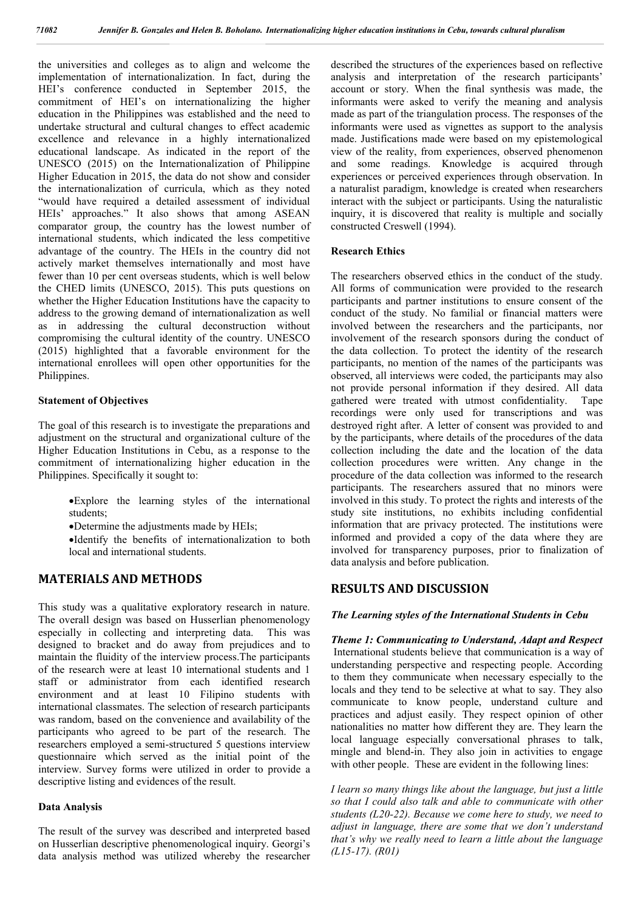the universities and colleges as to align and welcome the implementation of internationalization. In fact, during the HEI's conference conducted in September 2015, the commitment of HEI's on internationalizing the higher education in the Philippines was established and the need to undertake structural and cultural changes to effect academic excellence and relevance in a highly internationalized educational landscape. As indicated in the report of the UNESCO (2015) on the Internationalization of Philippine Higher Education in 2015, the data do not show and consider the internationalization of curricula, which as they noted "would have required a detailed assessment of individual HEIs' approaches." It also shows that among ASEAN comparator group, the country has the lowest number of international students, which indicated the less competitive advantage of the country. The HEIs in the country did not actively market themselves internationally and most have fewer than 10 per cent overseas students, which is well below the CHED limits (UNESCO, 2015). This puts questions on whether the Higher Education Institutions have the capacity to address to the growing demand of internationalization as well as in addressing the cultural deconstruction without compromising the cultural identity of the country. UNESCO (2015) highlighted that a favorable environment for the international enrollees will open other opportunities for the Philippines.

**Statement of Objectives**

The goal of this research is to investigate the preparations and adjustment on the structural and organizational culture of the Higher Education Institutions in Cebu, as a response to the commitment of internationalizing higher education in the Philippines. Specifically it sought to:

- Explore the learning styles of the international students;
- Determine the adjustments made by HEIs;
- Identify the benefits of internationalization to both local and international students.

## MATERIALS AND METHODS

This study was a qualitative exploratory research in nature. The overall design was based on Husserlian phenomenology especially in collecting and interpreting data. This was designed to bracket and do away from prejudices and to maintain the fluidity of the interview process.The participants of the research were at least 10 international students and 1 staff or administrator from each identified research environment and at least 10 Filipino students with international classmates. The selection of research participants was random, based on the convenience and availability of the participants who agreed to be part of the research. The researchers employed a semi-structured 5 questions interview questionnaire which served as the initial point of the interview. Survey forms were utilized in order to provide a descriptive listing and evidences of the result.

**Data Analysis**

The result of the survey was described and interpreted based on Husserlian descriptive phenomenological inquiry. Georgi's data analysis method was utilized whereby the researcher described the structures of the experiences based on reflective analysis and interpretation of the research participants' account or story. When the final synthesis was made, the informants were asked to verify the meaning and analysis made as part of the triangulation process. The responses of the informants were used as vignettes as support to the analysis made. Justifications made were based on my epistemological view of the reality, from experiences, observed phenomenon and some readings. Knowledge is acquired through experiences or perceived experiences through observation. In a naturalist paradigm, knowledge is created when researchers interact with the subject or participants. Using the naturalistic inquiry, it is discovered that reality is multiple and socially constructed Creswell (1994).

**Research Ethics**

The researchers observed ethics in the conduct of the study. All forms of communication were provided to the research participants and partner institutions to ensure consent of the conduct of the study. No familial or financial matters were involved between the researchers and the participants, nor involvement of the research sponsors during the conduct of the data collection. To protect the identity of the research participants, no mention of the names of the participants was observed, all interviews were coded, the participants may also not provide personal information if they desired. All data gathered were treated with utmost confidentiality. Tape recordings were only used for transcriptions and was destroyed right after. A letter of consent was provided to and by the participants, where details of the procedures of the data collection including the date and the location of the data collection procedures were written. Any change in the procedure of the data collection was informed to the research participants. The researchers assured that no minors were involved in this study. To protect the rights and interests of the study site institutions, no exhibits including confidential information that are privacy protected. The institutions were informed and provided a copy of the data where they are involved for transparency purposes, prior to finalization of data analysis and before publication.

## RESULTS AND DISCUSSION

### *The Learning styles of the International Students in Cebu*

***Theme 1: Communicating to Understand, Adapt and Respect***

International students believe that communication is a way of understanding perspective and respecting people. According to them they communicate when necessary especially to the locals and they tend to be selective at what to say. They also communicate to know people, understand culture and practices and adjust easily. They respect opinion of other nationalities no matter how different they are. They learn the local language especially conversational phrases to talk, mingle and blend-in. They also join in activities to engage with other people. These are evident in the following lines:

*I learn so many things like about the language, but just a little so that I could also talk and able to communicate with other students (L20-22). Because we come here to study, we need to adjust in language, there are some that we don't understand that's why we really need to learn a little about the language (L15-17). (R01)*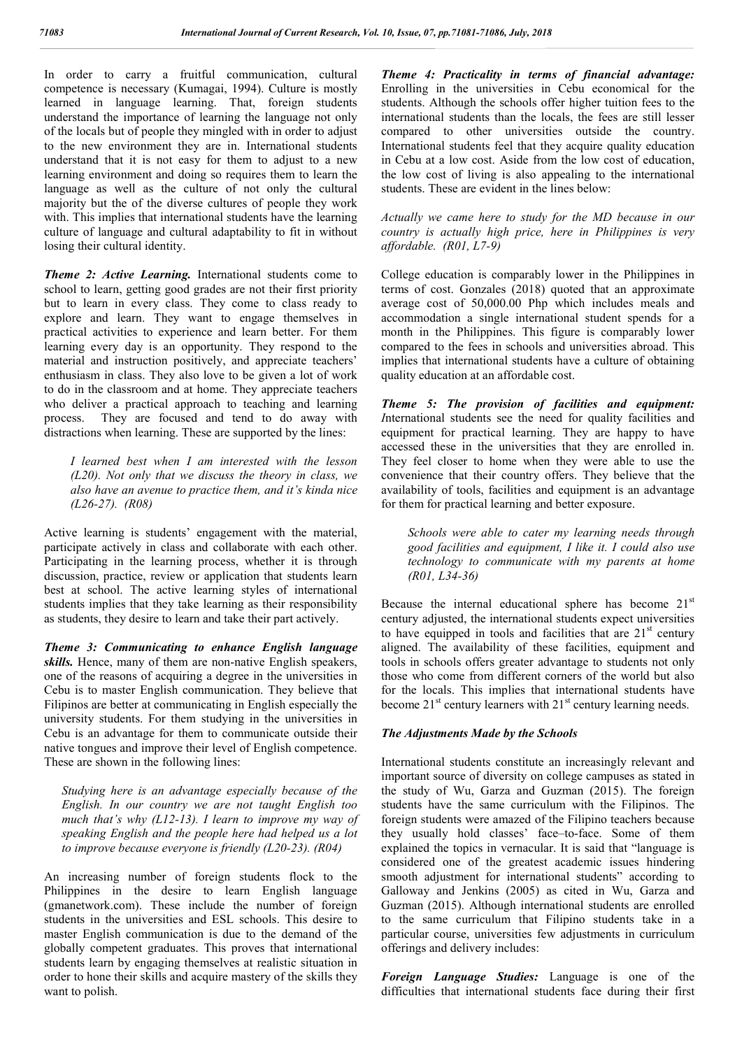In order to carry a fruitful communication, cultural competence is necessary (Kumagai, 1994). Culture is mostly learned in language learning. That, foreign students understand the importance of learning the language not only of the locals but of people they mingled with in order to adjust to the new environment they are in. International students understand that it is not easy for them to adjust to a new learning environment and doing so requires them to learn the language as well as the culture of not only the cultural majority but the of the diverse cultures of people they work with. This implies that international students have the learning culture of language and cultural adaptability to fit in without losing their cultural identity.

***Theme 2: Active Learning.*** International students come to school to learn, getting good grades are not their first priority but to learn in every class. They come to class ready to explore and learn. They want to engage themselves in practical activities to experience and learn better. For them learning every day is an opportunity. They respond to the material and instruction positively, and appreciate teachers' enthusiasm in class. They also love to be given a lot of work to do in the classroom and at home. They appreciate teachers who deliver a practical approach to teaching and learning process. They are focused and tend to do away with distractions when learning. These are supported by the lines:

> *I learned best when I am interested with the lesson (L20). Not only that we discuss the theory in class, we also have an avenue to practice them, and it's kinda nice (L26-27). (R08)*

Active learning is students' engagement with the material, participate actively in class and collaborate with each other. Participating in the learning process, whether it is through discussion, practice, review or application that students learn best at school. The active learning styles of international students implies that they take learning as their responsibility as students, they desire to learn and take their part actively.

***Theme 3: Communicating to enhance English language skills.*** Hence, many of them are non-native English speakers, one of the reasons of acquiring a degree in the universities in Cebu is to master English communication. They believe that Filipinos are better at communicating in English especially the university students. For them studying in the universities in Cebu is an advantage for them to communicate outside their native tongues and improve their level of English competence. These are shown in the following lines:

> *Studying here is an advantage especially because of the English. In our country we are not taught English too much that's why (L12-13). I learn to improve my way of speaking English and the people here had helped us a lot to improve because everyone is friendly (L20-23). (R04)*

An increasing number of foreign students flock to the Philippines in the desire to learn English language (gmanetwork.com). These include the number of foreign students in the universities and ESL schools. This desire to master English communication is due to the demand of the globally competent graduates. This proves that international students learn by engaging themselves at realistic situation in order to hone their skills and acquire mastery of the skills they want to polish.

***Theme 4: Practicality in terms of financial advantage:*** Enrolling in the universities in Cebu economical for the students. Although the schools offer higher tuition fees to the international students than the locals, the fees are still lesser compared to other universities outside the country. International students feel that they acquire quality education in Cebu at a low cost. Aside from the low cost of education, the low cost of living is also appealing to the international students. These are evident in the lines below:

*Actually we came here to study for the MD because in our country is actually high price, here in Philippines is very affordable. (R01, L7-9)*

College education is comparably lower in the Philippines in terms of cost. Gonzales (2018) quoted that an approximate average cost of 50,000.00 Php which includes meals and accommodation a single international student spends for a month in the Philippines. This figure is comparably lower compared to the fees in schools and universities abroad. This implies that international students have a culture of obtaining quality education at an affordable cost.

***Theme 5: The provision of facilities and equipment:*** *I*nternational students see the need for quality facilities and equipment for practical learning. They are happy to have accessed these in the universities that they are enrolled in. They feel closer to home when they were able to use the convenience that their country offers. They believe that the availability of tools, facilities and equipment is an advantage for them for practical learning and better exposure.

> *Schools were able to cater my learning needs through good facilities and equipment, I like it. I could also use technology to communicate with my parents at home (R01, L34-36)*

Because the internal educational sphere has become 21st century adjusted, the international students expect universities to have equipped in tools and facilities that are 21st century aligned. The availability of these facilities, equipment and tools in schools offers greater advantage to students not only those who come from different corners of the world but also for the locals. This implies that international students have become 21st century learners with 21st century learning needs.

***The Adjustments Made by the Schools***

International students constitute an increasingly relevant and important source of diversity on college campuses as stated in the study of Wu, Garza and Guzman (2015). The foreign students have the same curriculum with the Filipinos. The foreign students were amazed of the Filipino teachers because they usually hold classes' face–to-face. Some of them explained the topics in vernacular. It is said that "language is considered one of the greatest academic issues hindering smooth adjustment for international students" according to Galloway and Jenkins (2005) as cited in Wu, Garza and Guzman (2015). Although international students are enrolled to the same curriculum that Filipino students take in a particular course, universities few adjustments in curriculum offerings and delivery includes:

***Foreign Language Studies:*** Language is one of the difficulties that international students face during their first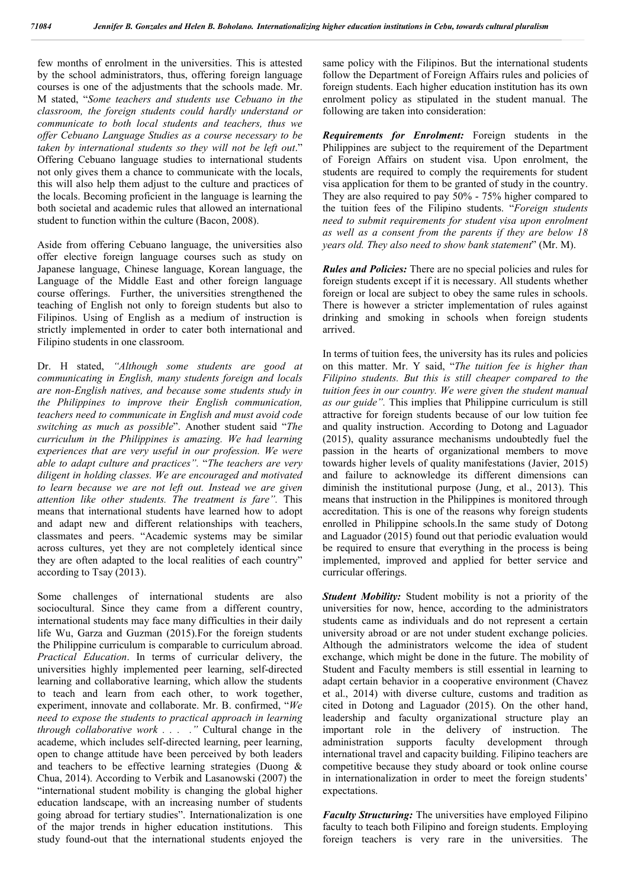few months of enrolment in the universities. This is attested by the school administrators, thus, offering foreign language courses is one of the adjustments that the schools made. Mr. M stated, "*Some teachers and students use Cebuano in the classroom, the foreign students could hardly understand or communicate to both local students and teachers, thus we offer Cebuano Language Studies as a course necessary to be taken by international students so they will not be left out*." Offering Cebuano language studies to international students not only gives them a chance to communicate with the locals, this will also help them adjust to the culture and practices of the locals. Becoming proficient in the language is learning the both societal and academic rules that allowed an international student to function within the culture (Bacon, 2008).

Aside from offering Cebuano language, the universities also offer elective foreign language courses such as study on Japanese language, Chinese language, Korean language, the Language of the Middle East and other foreign language course offerings. Further, the universities strengthened the teaching of English not only to foreign students but also to Filipinos. Using of English as a medium of instruction is strictly implemented in order to cater both international and Filipino students in one classroom.

Dr. H stated, *"Although some students are good at communicating in English, many students foreign and locals are non-English natives, and because some students study in the Philippines to improve their English communication, teachers need to communicate in English and must avoid code switching as much as possible*". Another student said "*The curriculum in the Philippines is amazing. We had learning experiences that are very useful in our profession. We were able to adapt culture and practices".* "*The teachers are very diligent in holding classes. We are encouraged and motivated to learn because we are not left out. Instead we are given attention like other students. The treatment is fare".* This means that international students have learned how to adopt and adapt new and different relationships with teachers, classmates and peers. "Academic systems may be similar across cultures, yet they are not completely identical since they are often adapted to the local realities of each country" according to Tsay (2013).

Some challenges of international students are also sociocultural. Since they came from a different country, international students may face many difficulties in their daily life Wu, Garza and Guzman (2015).For the foreign students the Philippine curriculum is comparable to curriculum abroad. *Practical Education*. In terms of curricular delivery, the universities highly implemented peer learning, self-directed learning and collaborative learning, which allow the students to teach and learn from each other, to work together, experiment, innovate and collaborate. Mr. B. confirmed, "*We need to expose the students to practical approach in learning through collaborative work . . . ."* Cultural change in the academe, which includes self-directed learning, peer learning, open to change attitude have been perceived by both leaders and teachers to be effective learning strategies (Duong & Chua, 2014). According to Verbik and Lasanowski (2007) the "international student mobility is changing the global higher education landscape, with an increasing number of students going abroad for tertiary studies". Internationalization is one of the major trends in higher education institutions. This study found-out that the international students enjoyed the same policy with the Filipinos. But the international students follow the Department of Foreign Affairs rules and policies of foreign students. Each higher education institution has its own enrolment policy as stipulated in the student manual. The following are taken into consideration:

***Requirements for Enrolment:*** Foreign students in the Philippines are subject to the requirement of the Department of Foreign Affairs on student visa. Upon enrolment, the students are required to comply the requirements for student visa application for them to be granted of study in the country. They are also required to pay 50% - 75% higher compared to the tuition fees of the Filipino students. "*Foreign students need to submit requirements for student visa upon enrolment as well as a consent from the parents if they are below 18 years old. They also need to show bank statement*" (Mr. M).

***Rules and Policies:*** There are no special policies and rules for foreign students except if it is necessary. All students whether foreign or local are subject to obey the same rules in schools. There is however a stricter implementation of rules against drinking and smoking in schools when foreign students arrived.

In terms of tuition fees, the university has its rules and policies on this matter. Mr. Y said, "*The tuition fee is higher than Filipino students. But this is still cheaper compared to the tuition fees in our country. We were given the student manual as our guide".* This implies that Philippine curriculum is still attractive for foreign students because of our low tuition fee and quality instruction. According to Dotong and Laguador (2015), quality assurance mechanisms undoubtedly fuel the passion in the hearts of organizational members to move towards higher levels of quality manifestations (Javier, 2015) and failure to acknowledge its different dimensions can diminish the institutional purpose (Jung, et al., 2013). This means that instruction in the Philippines is monitored through accreditation. This is one of the reasons why foreign students enrolled in Philippine schools.In the same study of Dotong and Laguador (2015) found out that periodic evaluation would be required to ensure that everything in the process is being implemented, improved and applied for better service and curricular offerings.

***Student Mobility:*** Student mobility is not a priority of the universities for now, hence, according to the administrators students came as individuals and do not represent a certain university abroad or are not under student exchange policies. Although the administrators welcome the idea of student exchange, which might be done in the future. The mobility of Student and Faculty members is still essential in learning to adapt certain behavior in a cooperative environment (Chavez et al., 2014) with diverse culture, customs and tradition as cited in Dotong and Laguador (2015). On the other hand, leadership and faculty organizational structure play an important role in the delivery of instruction. The administration supports faculty development through international travel and capacity building. Filipino teachers are competitive because they study aboard or took online course in internationalization in order to meet the foreign students' expectations.

***Faculty Structuring:*** The universities have employed Filipino faculty to teach both Filipino and foreign students. Employing foreign teachers is very rare in the universities. The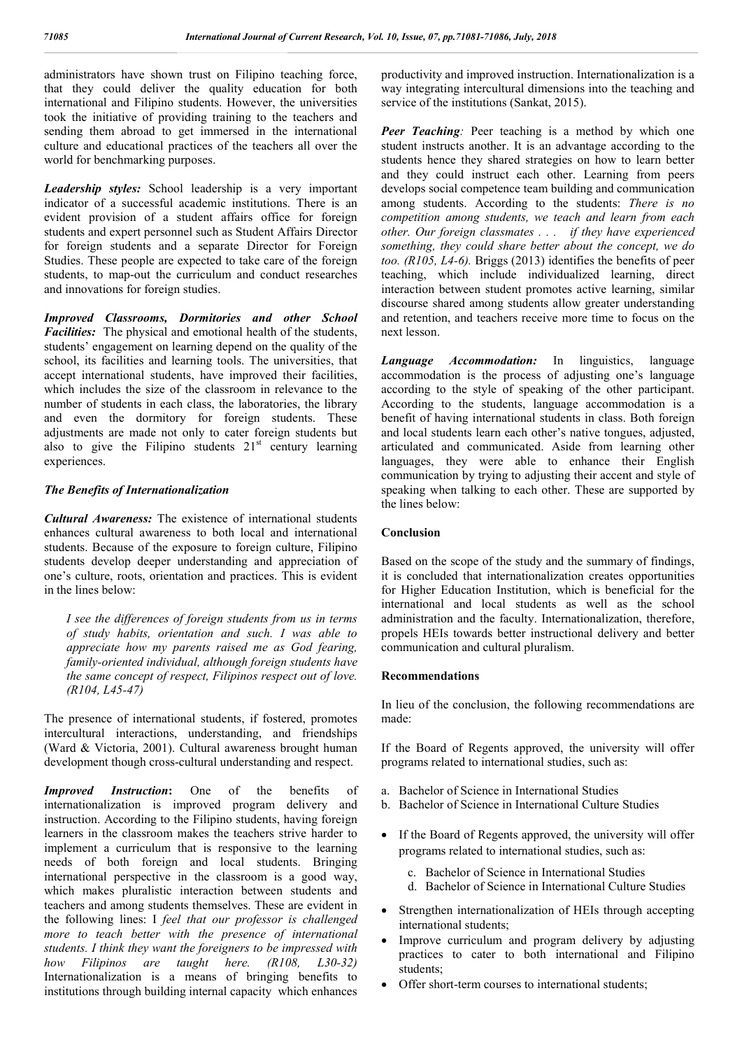administrators have shown trust on Filipino teaching force, that they could deliver the quality education for both international and Filipino students. However, the universities took the initiative of providing training to the teachers and sending them abroad to get immersed in the international culture and educational practices of the teachers all over the world for benchmarking purposes.

***Leadership styles:*** School leadership is a very important indicator of a successful academic institutions. There is an evident provision of a student affairs office for foreign students and expert personnel such as Student Affairs Director for foreign students and a separate Director for Foreign Studies. These people are expected to take care of the foreign students, to map-out the curriculum and conduct researches and innovations for foreign studies.

***Improved Classrooms, Dormitories and other School Facilities:*** The physical and emotional health of the students, students' engagement on learning depend on the quality of the school, its facilities and learning tools. The universities, that accept international students, have improved their facilities, which includes the size of the classroom in relevance to the number of students in each class, the laboratories, the library and even the dormitory for foreign students. These adjustments are made not only to cater foreign students but also to give the Filipino students 21st century learning experiences.

### *The Benefits of Internationalization*

***Cultural Awareness:*** The existence of international students enhances cultural awareness to both local and international students. Because of the exposure to foreign culture, Filipino students develop deeper understanding and appreciation of one's culture, roots, orientation and practices. This is evident in the lines below:

> *I see the differences of foreign students from us in terms of study habits, orientation and such. I was able to appreciate how my parents raised me as God fearing, family-oriented individual, although foreign students have the same concept of respect, Filipinos respect out of love. (R104, L45-47)*

The presence of international students, if fostered, promotes intercultural interactions, understanding, and friendships (Ward & Victoria, 2001). Cultural awareness brought human development though cross-cultural understanding and respect.

***Improved Instruction*:** One of the benefits of internationalization is improved program delivery and instruction. According to the Filipino students, having foreign learners in the classroom makes the teachers strive harder to implement a curriculum that is responsive to the learning needs of both foreign and local students. Bringing international perspective in the classroom is a good way, which makes pluralistic interaction between students and teachers and among students themselves. These are evident in the following lines: I *feel that our professor is challenged more to teach better with the presence of international students. I think they want the foreigners to be impressed with how Filipinos are taught here. (R108, L30-32)* Internationalization is a means of bringing benefits to institutions through building internal capacity which enhances productivity and improved instruction. Internationalization is a way integrating intercultural dimensions into the teaching and service of the institutions (Sankat, 2015).

***Peer Teaching****:* Peer teaching is a method by which one student instructs another. It is an advantage according to the students hence they shared strategies on how to learn better and they could instruct each other. Learning from peers develops social competence team building and communication among students. According to the students: *There is no competition among students, we teach and learn from each other. Our foreign classmates . . . if they have experienced something, they could share better about the concept, we do too. (R105, L4-6).* Briggs (2013) identifies the benefits of peer teaching, which include individualized learning, direct interaction between student promotes active learning, similar discourse shared among students allow greater understanding and retention, and teachers receive more time to focus on the next lesson.

***Language Accommodation:*** In linguistics, language accommodation is the process of adjusting one's language according to the style of speaking of the other participant. According to the students, language accommodation is a benefit of having international students in class. Both foreign and local students learn each other's native tongues, adjusted, articulated and communicated. Aside from learning other languages, they were able to enhance their English communication by trying to adjusting their accent and style of speaking when talking to each other. These are supported by the lines below:

## Conclusion

Based on the scope of the study and the summary of findings, it is concluded that internationalization creates opportunities for Higher Education Institution, which is beneficial for the international and local students as well as the school administration and the faculty. Internationalization, therefore, propels HEIs towards better instructional delivery and better communication and cultural pluralism.

## Recommendations

In lieu of the conclusion, the following recommendations are made:

If the Board of Regents approved, the university will offer programs related to international studies, such as:

a. Bachelor of Science in International Studies
b. Bachelor of Science in International Culture Studies

- If the Board of Regents approved, the university will offer programs related to international studies, such as:
  c. Bachelor of Science in International Studies
  d. Bachelor of Science in International Culture Studies
- Strengthen internationalization of HEIs through accepting international students;
- Improve curriculum and program delivery by adjusting practices to cater to both international and Filipino students;
- Offer short-term courses to international students;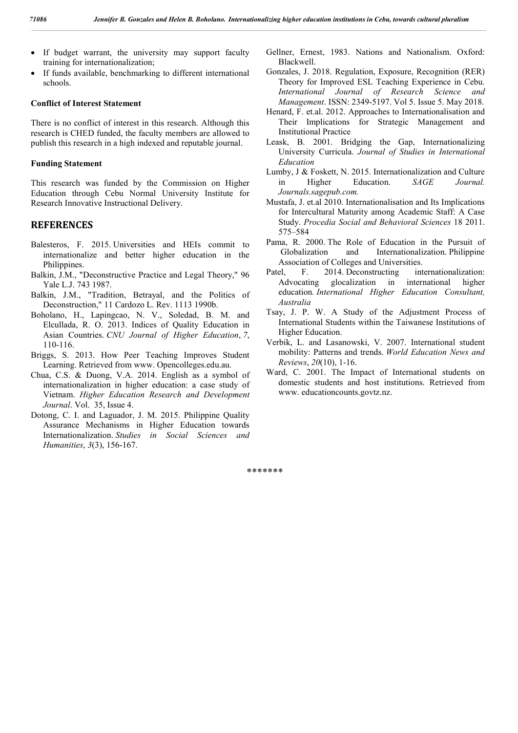- If budget warrant, the university may support faculty training for internationalization;
- If funds available, benchmarking to different international schools.

**Conflict of Interest Statement**

There is no conflict of interest in this research. Although this research is CHED funded, the faculty members are allowed to publish this research in a high indexed and reputable journal.

**Funding Statement**

This research was funded by the Commission on Higher Education through Cebu Normal University Institute for Research Innovative Instructional Delivery.

## REFERENCES

Balesteros, F. 2015. Universities and HEIs commit to internationalize and better higher education in the Philippines.

Balkin, J.M., "Deconstructive Practice and Legal Theory," 96 Yale L.J. 743 1987.

Balkin, J.M., "Tradition, Betrayal, and the Politics of Deconstruction," 11 Cardozo L. Rev. 1113 1990b.

Boholano, H., Lapingcao, N. V., Soledad, B. M. and Elcullada, R. O. 2013. Indices of Quality Education in Asian Countries. *CNU Journal of Higher Education*, *7*, 110-116.

Briggs, S. 2013. How Peer Teaching Improves Student Learning. Retrieved from www. Opencolleges.edu.au.

Chua, C.S. & Duong, V.A. 2014. English as a symbol of internationalization in higher education: a case study of Vietnam. *Higher Education Research and Development Journal*. Vol. 35, Issue 4.

Dotong, C. I. and Laguador, J. M. 2015. Philippine Quality Assurance Mechanisms in Higher Education towards Internationalization. *Studies in Social Sciences and Humanities*, *3*(3), 156-167.

Gellner, Ernest, 1983. Nations and Nationalism. Oxford: Blackwell.

Gonzales, J. 2018. Regulation, Exposure, Recognition (RER) Theory for Improved ESL Teaching Experience in Cebu. *International Journal of Research Science and Management*. ISSN: 2349-5197. Vol 5. Issue 5. May 2018.

Henard, F. et.al. 2012. Approaches to Internationalisation and Their Implications for Strategic Management and Institutional Practice

Leask, B. 2001. Bridging the Gap, Internationalizing University Curricula. *Journal of Studies in International Education*

Lumby, J & Foskett, N. 2015. Internationalization and Culture in Higher Education. *SAGE Journal. Journals.sagepub.com.*

Mustafa, J. et.al 2010. Internationalisation and Its Implications for Intercultural Maturity among Academic Staff: A Case Study. *Procedia Social and Behavioral Sciences* 18 2011. 575–584

Pama, R. 2000. The Role of Education in the Pursuit of Globalization and Internationalization. Philippine Association of Colleges and Universities.

Patel, F. 2014. Deconstructing internationalization: Advocating glocalization in international higher education*. International Higher Education Consultant, Australia*

Tsay, J. P. W. A Study of the Adjustment Process of International Students within the Taiwanese Institutions of Higher Education.

Verbik, L. and Lasanowski, V. 2007. International student mobility: Patterns and trends. *World Education News and Reviews*, *20*(10), 1-16.

Ward, C. 2001. The Impact of International students on domestic students and host institutions. Retrieved from www. educationcounts.govtz.nz.

\*\*\*\*\*\*\*